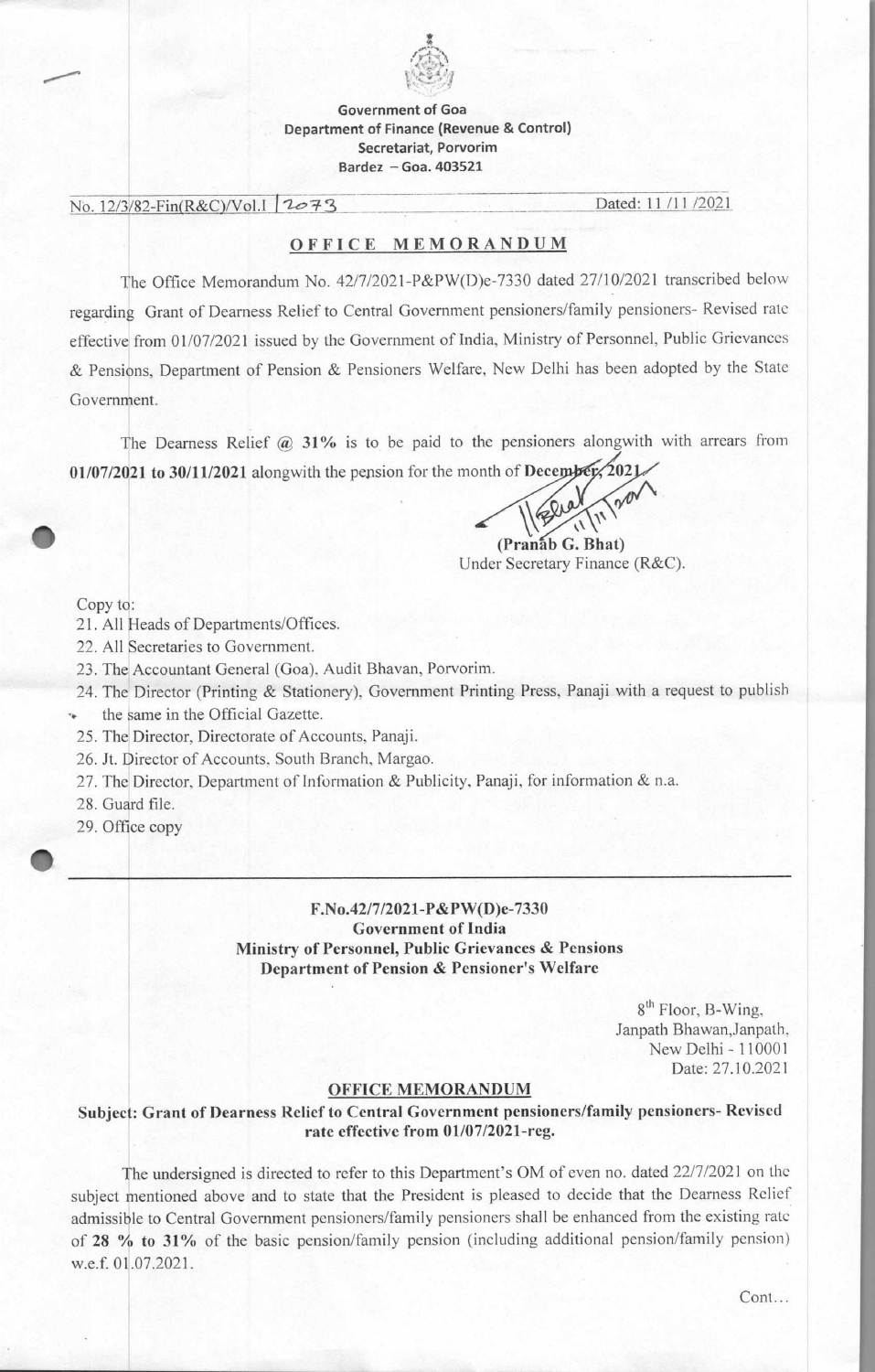**Government of Goa**
**Department of Finance (Revenue & Control)**
**Secretariat, Porvorim**
**Bardez – Goa. 403521**

No. 12/3/82-Fin(R&C)/Vol.I /2073 Dated: 11 /11 /2021

## OFFICE MEMORANDUM

The Office Memorandum No. 42/7/2021-P&PW(D)e-7330 dated 27/10/2021 transcribed below regarding Grant of Dearness Relief to Central Government pensioners/family pensioners- Revised rate effective from 01/07/2021 issued by the Government of India, Ministry of Personnel, Public Grievances & Pensions, Department of Pension & Pensioners Welfare, New Delhi has been adopted by the State Government.

The Dearness Relief @ **31%** is to be paid to the pensioners alongwith with arrears from **01/07/2021 to 30/11/2021** alongwith the pension for the month of **December, 2021**.

**(Pranab G. Bhat)**
Under Secretary Finance (R&C).

Copy to:

21. All Heads of Departments/Offices.
22. All Secretaries to Government.
23. The Accountant General (Goa), Audit Bhavan, Porvorim.
24. The Director (Printing & Stationery), Government Printing Press, Panaji with a request to publish the same in the Official Gazette.
25. The Director, Directorate of Accounts, Panaji.
26. Jt. Director of Accounts, South Branch, Margao.
27. The Director, Department of Information & Publicity, Panaji, for information & n.a.
28. Guard file.
29. Office copy

---

**F.No.42/7/2021-P&PW(D)e-7330**
**Government of India**
**Ministry of Personnel, Public Grievances & Pensions**
**Department of Pension & Pensioner's Welfare**

8th Floor, B-Wing,
Janpath Bhawan,Janpath,
New Delhi - 110001
Date: 27.10.2021

## OFFICE MEMORANDUM

**Subject: Grant of Dearness Relief to Central Government pensioners/family pensioners- Revised rate effective from 01/07/2021-reg.**

The undersigned is directed to refer to this Department's OM of even no. dated 22/7/2021 on the subject mentioned above and to state that the President is pleased to decide that the Dearness Relief admissible to Central Government pensioners/family pensioners shall be enhanced from the existing rate of **28 % to 31%** of the basic pension/family pension (including additional pension/family pension) w.e.f. 01.07.2021.

Cont...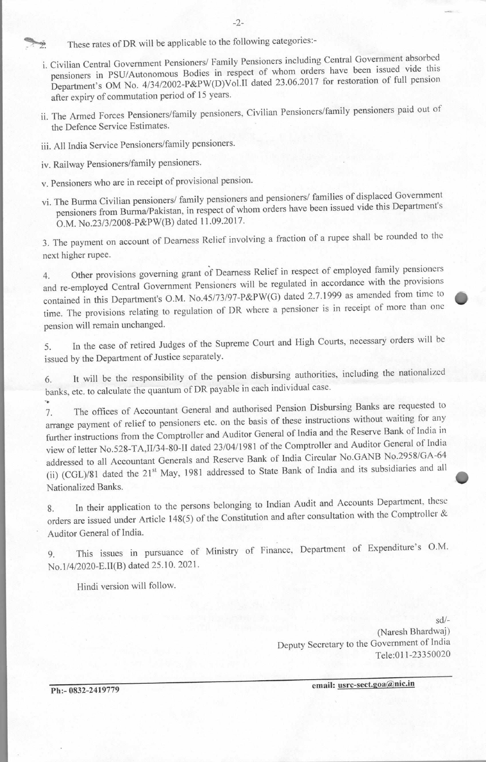2. These rates of DR will be applicable to the following categories:-

i. Civilian Central Government Pensioners/ Family Pensioners including Central Government absorbed pensioners in PSU/Autonomous Bodies in respect of whom orders have been issued vide this Department's OM No. 4/34/2002-P&PW(D)Vol.II dated 23.06.2017 for restoration of full pension after expiry of commutation period of 15 years.

ii. The Armed Forces Pensioners/family pensioners, Civilian Pensioners/family pensioners paid out of the Defence Service Estimates.

iii. All India Service Pensioners/family pensioners.

iv. Railway Pensioners/family pensioners.

v. Pensioners who are in receipt of provisional pension.

vi. The Burma Civilian pensioners/ family pensioners and pensioners/ families of displaced Government pensioners from Burma/Pakistan, in respect of whom orders have been issued vide this Department's O.M. No.23/3/2008-P&PW(B) dated 11.09.2017.

3. The payment on account of Dearness Relief involving a fraction of a rupee shall be rounded to the next higher rupee.

4. Other provisions governing grant of Dearness Relief in respect of employed family pensioners and re-employed Central Government Pensioners will be regulated in accordance with the provisions contained in this Department's O.M. No.45/73/97-P&PW(G) dated 2.7.1999 as amended from time to time. The provisions relating to regulation of DR where a pensioner is in receipt of more than one pension will remain unchanged.

5. In the case of retired Judges of the Supreme Court and High Courts, necessary orders will be issued by the Department of Justice separately.

6. It will be the responsibility of the pension disbursing authorities, including the nationalized banks, etc. to calculate the quantum of DR payable in each individual case.

7. The offices of Accountant General and authorised Pension Disbursing Banks are requested to arrange payment of relief to pensioners etc. on the basis of these instructions without waiting for any further instructions from the Comptroller and Auditor General of India and the Reserve Bank of India in view of letter No.528-TA,II/34-80-II dated 23/04/1981 of the Comptroller and Auditor General of India addressed to all Accountant Generals and Reserve Bank of India Circular No.GANB No.2958/GA-64 (ii) (CGL)/81 dated the 21st May, 1981 addressed to State Bank of India and its subsidiaries and all Nationalized Banks.

8. In their application to the persons belonging to Indian Audit and Accounts Department, these orders are issued under Article 148(5) of the Constitution and after consultation with the Comptroller & Auditor General of India.

9. This issues in pursuance of Ministry of Finance, Department of Expenditure's O.M. No.1/4/2020-E.II(B) dated 25.10. 2021.

Hindi version will follow.

sd/-
(Naresh Bhardwaj)
Deputy Secretary to the Government of India
Tele:011-23350020

Ph:- 0832-2419779

email: usrc-sect.goa@nic.in